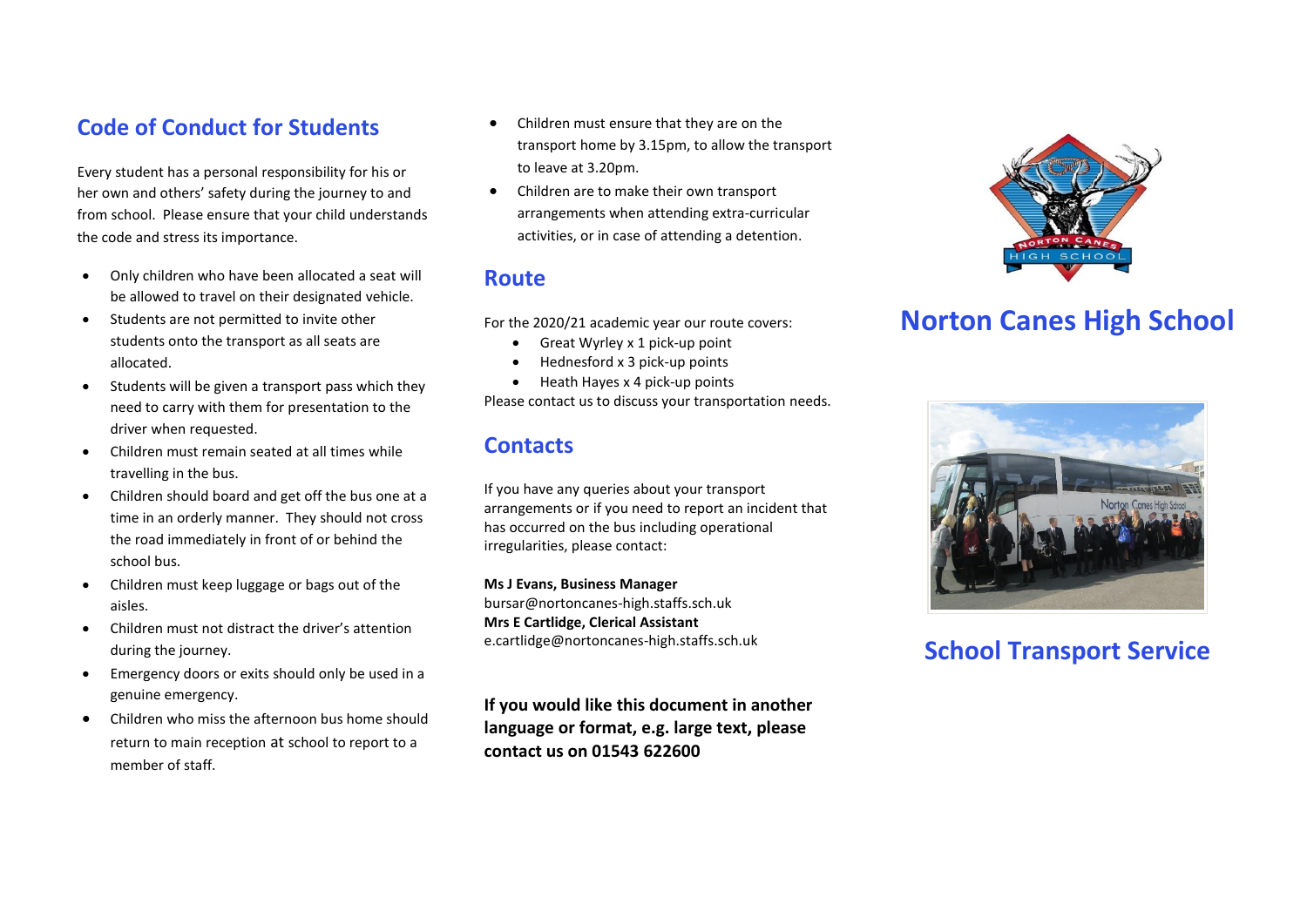## Code of Conduct for Students

Every student has a personal responsibility for his or her own and others' safety during the journey to and from school. Please ensure that your child understands the code and stress its importance.

- Only children who have been allocated a seat will be allowed to travel on their designated vehicle.
- Students are not permitted to invite other students onto the transport as all seats are allocated.
- Students will be given a transport pass which they need to carry with them for presentation to the driver when requested.
- Children must remain seated at all times while travelling in the bus.
- Children should board and get off the bus one at a time in an orderly manner. They should not cross the road immediately in front of or behind the school bus.
- Children must keep luggage or bags out of the aisles.
- Children must not distract the driver's attention during the journey.
- Emergency doors or exits should only be used in a genuine emergency.
- Children who miss the afternoon bus home should return to main reception at school to report to a member of staff.
- Children must ensure that they are on the transport home by 3.15pm, to allow the transport to leave at 3.20pm.
- Children are to make their own transport arrangements when attending extra-curricular activities, or in case of attending a detention.

## Route

For the 2020/21 academic year our route covers:

- Great Wyrley x 1 pick-up point
- Hednesford x 3 pick-up points
- Heath Hayes x 4 pick-up points

Please contact us to discuss your transportation needs.

## Contacts

If you have any queries about your transport arrangements or if you need to report an incident that has occurred on the bus including operational irregularities, please contact:

**Ms J Evans, Business Manager**
bursar@nortoncanes-high.staffs.sch.uk
**Mrs E Cartlidge, Clerical Assistant**
e.cartlidge@nortoncanes-high.staffs.sch.uk

**If you would like this document in another language or format, e.g. large text, please contact us on 01543 622600**

# Norton Canes High School

## School Transport Service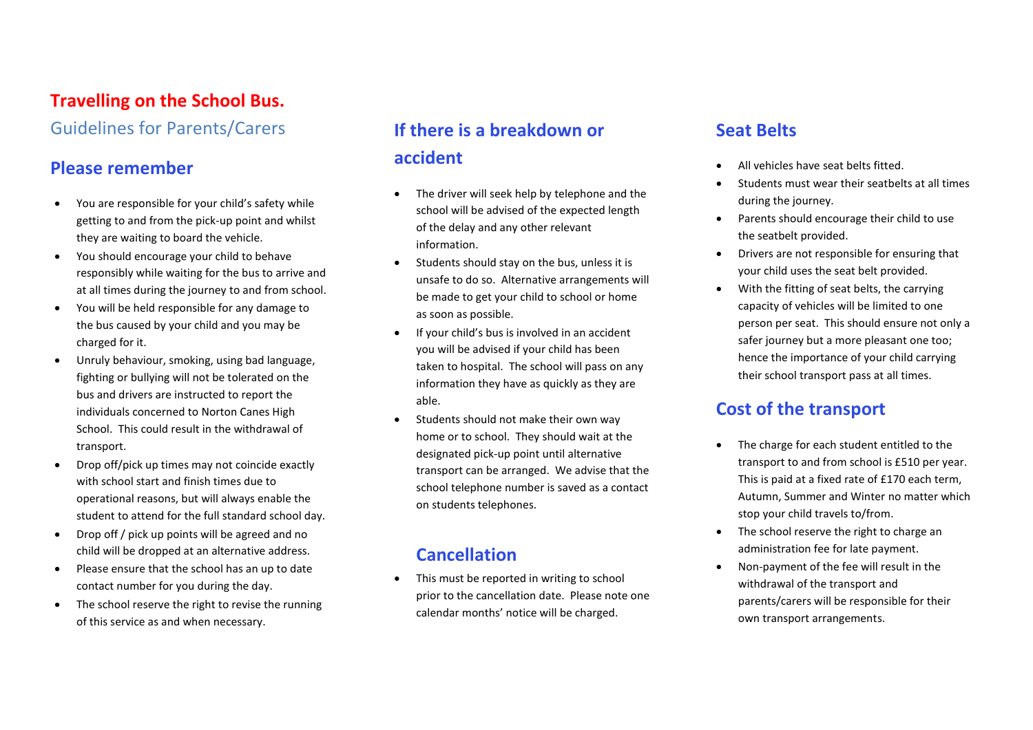# Travelling on the School Bus.

Guidelines for Parents/Carers

## Please remember

- You are responsible for your child's safety while getting to and from the pick-up point and whilst they are waiting to board the vehicle.
- You should encourage your child to behave responsibly while waiting for the bus to arrive and at all times during the journey to and from school.
- You will be held responsible for any damage to the bus caused by your child and you may be charged for it.
- Unruly behaviour, smoking, using bad language, fighting or bullying will not be tolerated on the bus and drivers are instructed to report the individuals concerned to Norton Canes High School. This could result in the withdrawal of transport.
- Drop off/pick up times may not coincide exactly with school start and finish times due to operational reasons, but will always enable the student to attend for the full standard school day.
- Drop off / pick up points will be agreed and no child will be dropped at an alternative address.
- Please ensure that the school has an up to date contact number for you during the day.
- The school reserve the right to revise the running of this service as and when necessary.

## If there is a breakdown or accident

- The driver will seek help by telephone and the school will be advised of the expected length of the delay and any other relevant information.
- Students should stay on the bus, unless it is unsafe to do so. Alternative arrangements will be made to get your child to school or home as soon as possible.
- If your child's bus is involved in an accident you will be advised if your child has been taken to hospital. The school will pass on any information they have as quickly as they are able.
- Students should not make their own way home or to school. They should wait at the designated pick-up point until alternative transport can be arranged. We advise that the school telephone number is saved as a contact on students telephones.

## Cancellation

- This must be reported in writing to school prior to the cancellation date. Please note one calendar months' notice will be charged.

## Seat Belts

- All vehicles have seat belts fitted.
- Students must wear their seatbelts at all times during the journey.
- Parents should encourage their child to use the seatbelt provided.
- Drivers are not responsible for ensuring that your child uses the seat belt provided.
- With the fitting of seat belts, the carrying capacity of vehicles will be limited to one person per seat. This should ensure not only a safer journey but a more pleasant one too; hence the importance of your child carrying their school transport pass at all times.

## Cost of the transport

- The charge for each student entitled to the transport to and from school is £510 per year. This is paid at a fixed rate of £170 each term, Autumn, Summer and Winter no matter which stop your child travels to/from.
- The school reserve the right to charge an administration fee for late payment.
- Non-payment of the fee will result in the withdrawal of the transport and parents/carers will be responsible for their own transport arrangements.